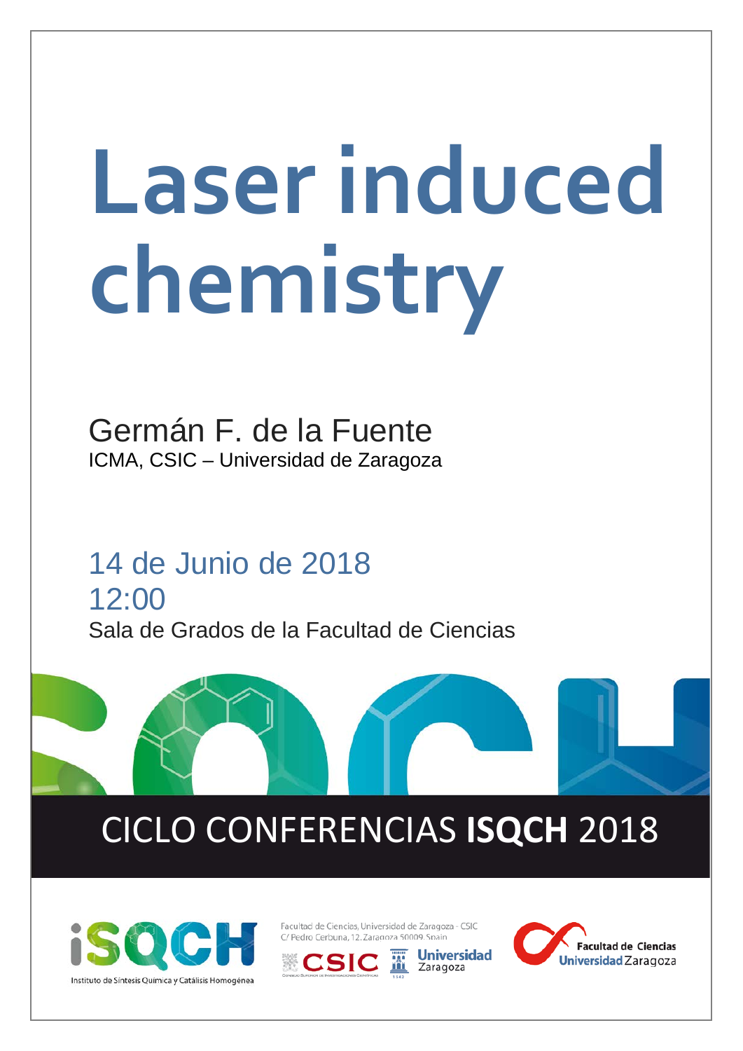# Laser induced chemistry

Germán F. de la Fuente
ICMA, CSIC – Universidad de Zaragoza

14 de Junio de 2018
12:00
Sala de Grados de la Facultad de Ciencias

CICLO CONFERENCIAS **ISQCH** 2018

Instituto de Síntesis Química y Catálisis Homogénea

Facultad de Ciencias, Universidad de Zaragoza - CSIC
C/ Pedro Cerbuna, 12. Zaragoza 50009. Spain

CSIC

Universidad Zaragoza

Facultad de Ciencias Universidad Zaragoza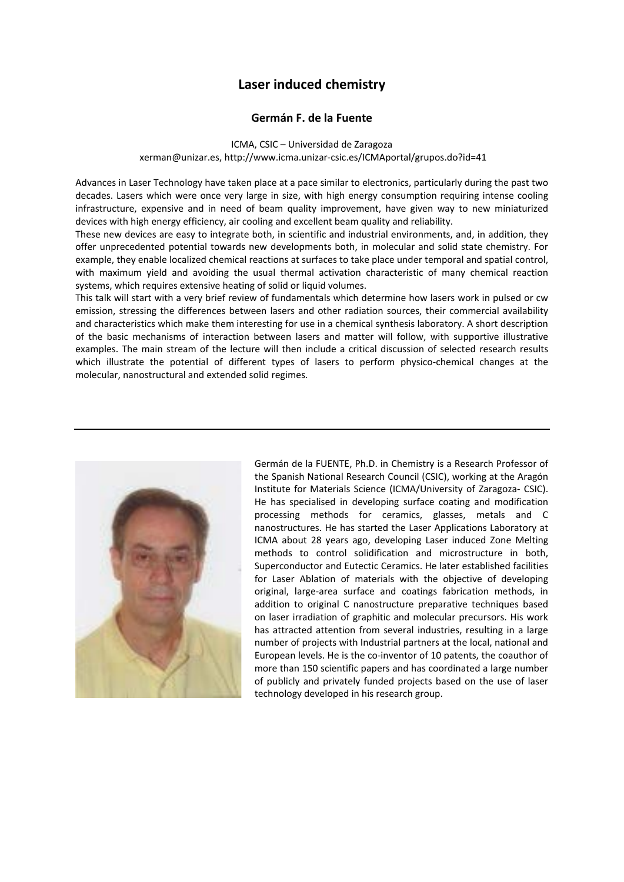# Laser induced chemistry

## Germán F. de la Fuente

ICMA, CSIC – Universidad de Zaragoza
xerman@unizar.es, http://www.icma.unizar-csic.es/ICMAportal/grupos.do?id=41

Advances in Laser Technology have taken place at a pace similar to electronics, particularly during the past two decades. Lasers which were once very large in size, with high energy consumption requiring intense cooling infrastructure, expensive and in need of beam quality improvement, have given way to new miniaturized devices with high energy efficiency, air cooling and excellent beam quality and reliability.

These new devices are easy to integrate both, in scientific and industrial environments, and, in addition, they offer unprecedented potential towards new developments both, in molecular and solid state chemistry. For example, they enable localized chemical reactions at surfaces to take place under temporal and spatial control, with maximum yield and avoiding the usual thermal activation characteristic of many chemical reaction systems, which requires extensive heating of solid or liquid volumes.

This talk will start with a very brief review of fundamentals which determine how lasers work in pulsed or cw emission, stressing the differences between lasers and other radiation sources, their commercial availability and characteristics which make them interesting for use in a chemical synthesis laboratory. A short description of the basic mechanisms of interaction between lasers and matter will follow, with supportive illustrative examples. The main stream of the lecture will then include a critical discussion of selected research results which illustrate the potential of different types of lasers to perform physico-chemical changes at the molecular, nanostructural and extended solid regimes.

---

Germán de la FUENTE, Ph.D. in Chemistry is a Research Professor of the Spanish National Research Council (CSIC), working at the Aragón Institute for Materials Science (ICMA/University of Zaragoza- CSIC). He has specialised in developing surface coating and modification processing methods for ceramics, glasses, metals and C nanostructures. He has started the Laser Applications Laboratory at ICMA about 28 years ago, developing Laser induced Zone Melting methods to control solidification and microstructure in both, Superconductor and Eutectic Ceramics. He later established facilities for Laser Ablation of materials with the objective of developing original, large-area surface and coatings fabrication methods, in addition to original C nanostructure preparative techniques based on laser irradiation of graphitic and molecular precursors. His work has attracted attention from several industries, resulting in a large number of projects with Industrial partners at the local, national and European levels. He is the co-inventor of 10 patents, the coauthor of more than 150 scientific papers and has coordinated a large number of publicly and privately funded projects based on the use of laser technology developed in his research group.